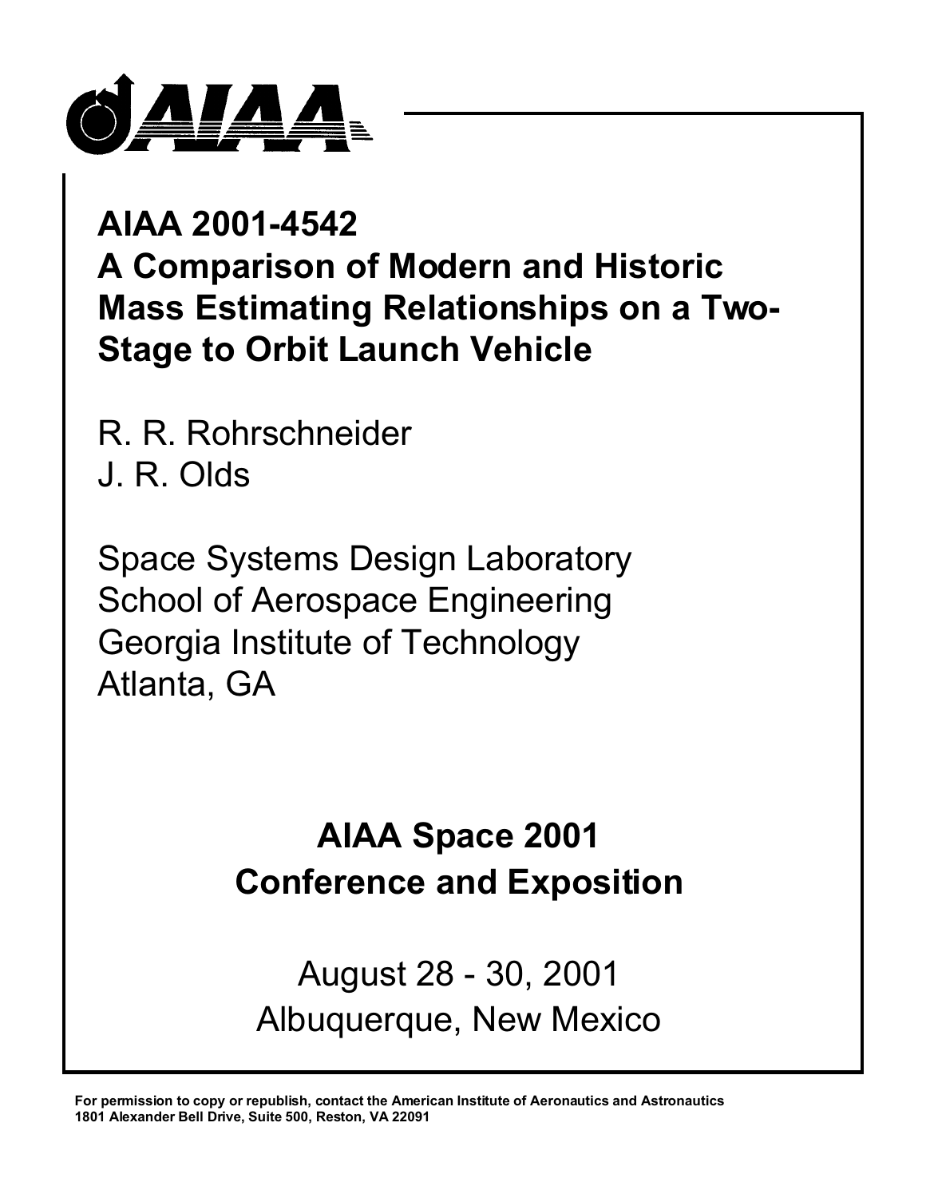# AIAA 2001-4542
# A Comparison of Modern and Historic Mass Estimating Relationships on a Two-Stage to Orbit Launch Vehicle

R. R. Rohrschneider
J. R. Olds

Space Systems Design Laboratory
School of Aerospace Engineering
Georgia Institute of Technology
Atlanta, GA

## AIAA Space 2001
## Conference and Exposition

August 28 - 30, 2001
Albuquerque, New Mexico

**For permission to copy or republish, contact the American Institute of Aeronautics and Astronautics**
**1801 Alexander Bell Drive, Suite 500, Reston, VA 22091**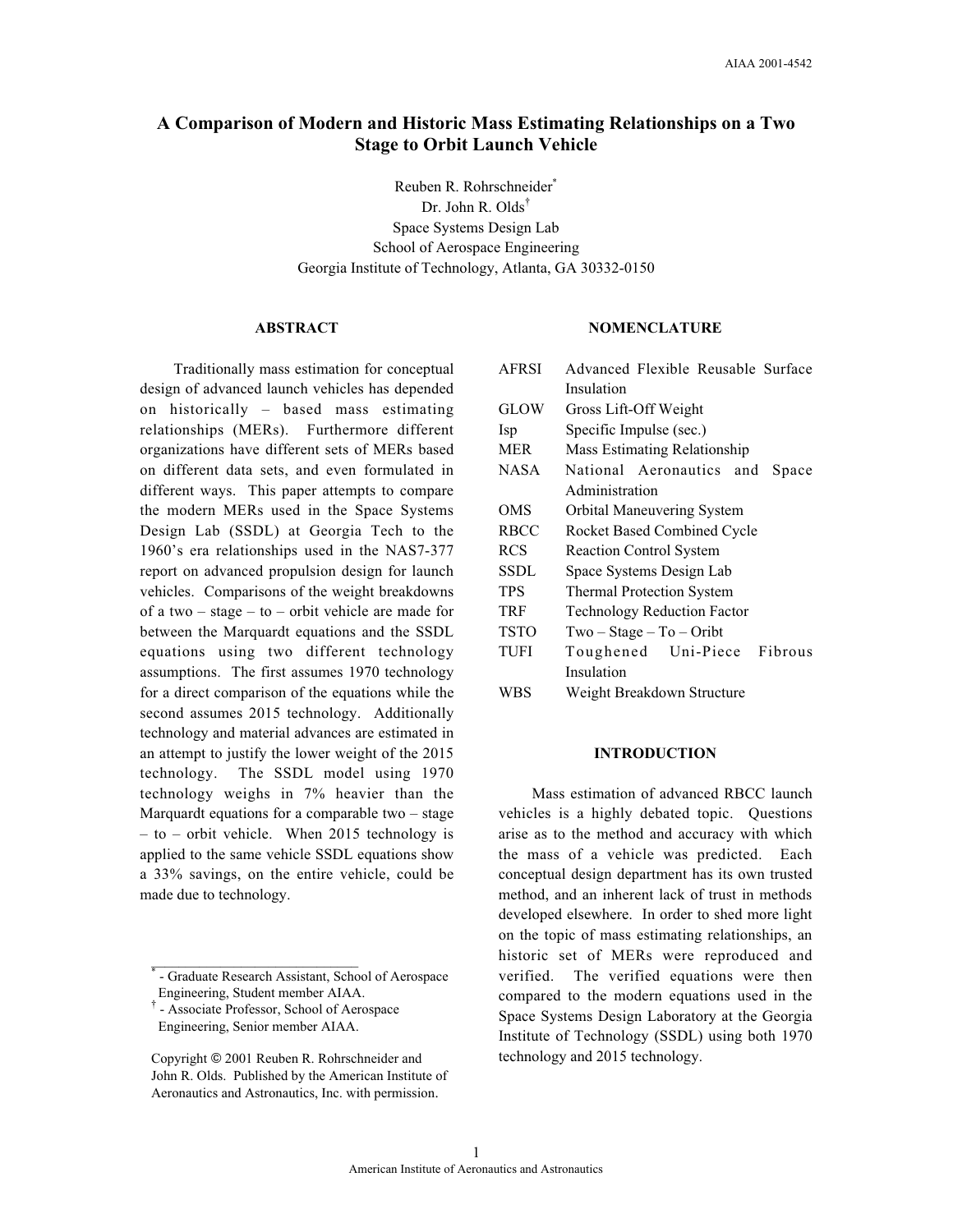AIAA 2001-4542

# A Comparison of Modern and Historic Mass Estimating Relationships on a Two Stage to Orbit Launch Vehicle

Reuben R. Rohrschneider*
Dr. John R. Olds†
Space Systems Design Lab
School of Aerospace Engineering
Georgia Institute of Technology, Atlanta, GA 30332-0150

## ABSTRACT

Traditionally mass estimation for conceptual design of advanced launch vehicles has depended on historically – based mass estimating relationships (MERs). Furthermore different organizations have different sets of MERs based on different data sets, and even formulated in different ways. This paper attempts to compare the modern MERs used in the Space Systems Design Lab (SSDL) at Georgia Tech to the 1960's era relationships used in the NAS7-377 report on advanced propulsion design for launch vehicles. Comparisons of the weight breakdowns of a two – stage – to – orbit vehicle are made for between the Marquardt equations and the SSDL equations using two different technology assumptions. The first assumes 1970 technology for a direct comparison of the equations while the second assumes 2015 technology. Additionally technology and material advances are estimated in an attempt to justify the lower weight of the 2015 technology. The SSDL model using 1970 technology weighs in 7% heavier than the Marquardt equations for a comparable two – stage – to – orbit vehicle. When 2015 technology is applied to the same vehicle SSDL equations show a 33% savings, on the entire vehicle, could be made due to technology.

* - Graduate Research Assistant, School of Aerospace Engineering, Student member AIAA.
† - Associate Professor, School of Aerospace Engineering, Senior member AIAA.

Copyright © 2001 Reuben R. Rohrschneider and John R. Olds. Published by the American Institute of Aeronautics and Astronautics, Inc. with permission.

## NOMENCLATURE

| | |
|---|---|
| AFRSI | Advanced Flexible Reusable Surface Insulation |
| GLOW | Gross Lift-Off Weight |
| Isp | Specific Impulse (sec.) |
| MER | Mass Estimating Relationship |
| NASA | National Aeronautics and Space Administration |
| OMS | Orbital Maneuvering System |
| RBCC | Rocket Based Combined Cycle |
| RCS | Reaction Control System |
| SSDL | Space Systems Design Lab |
| TPS | Thermal Protection System |
| TRF | Technology Reduction Factor |
| TSTO | Two – Stage – To – Oribt |
| TUFI | Toughened Uni-Piece Fibrous Insulation |
| WBS | Weight Breakdown Structure |

## INTRODUCTION

Mass estimation of advanced RBCC launch vehicles is a highly debated topic. Questions arise as to the method and accuracy with which the mass of a vehicle was predicted. Each conceptual design department has its own trusted method, and an inherent lack of trust in methods developed elsewhere. In order to shed more light on the topic of mass estimating relationships, an historic set of MERs were reproduced and verified. The verified equations were then compared to the modern equations used in the Space Systems Design Laboratory at the Georgia Institute of Technology (SSDL) using both 1970 technology and 2015 technology.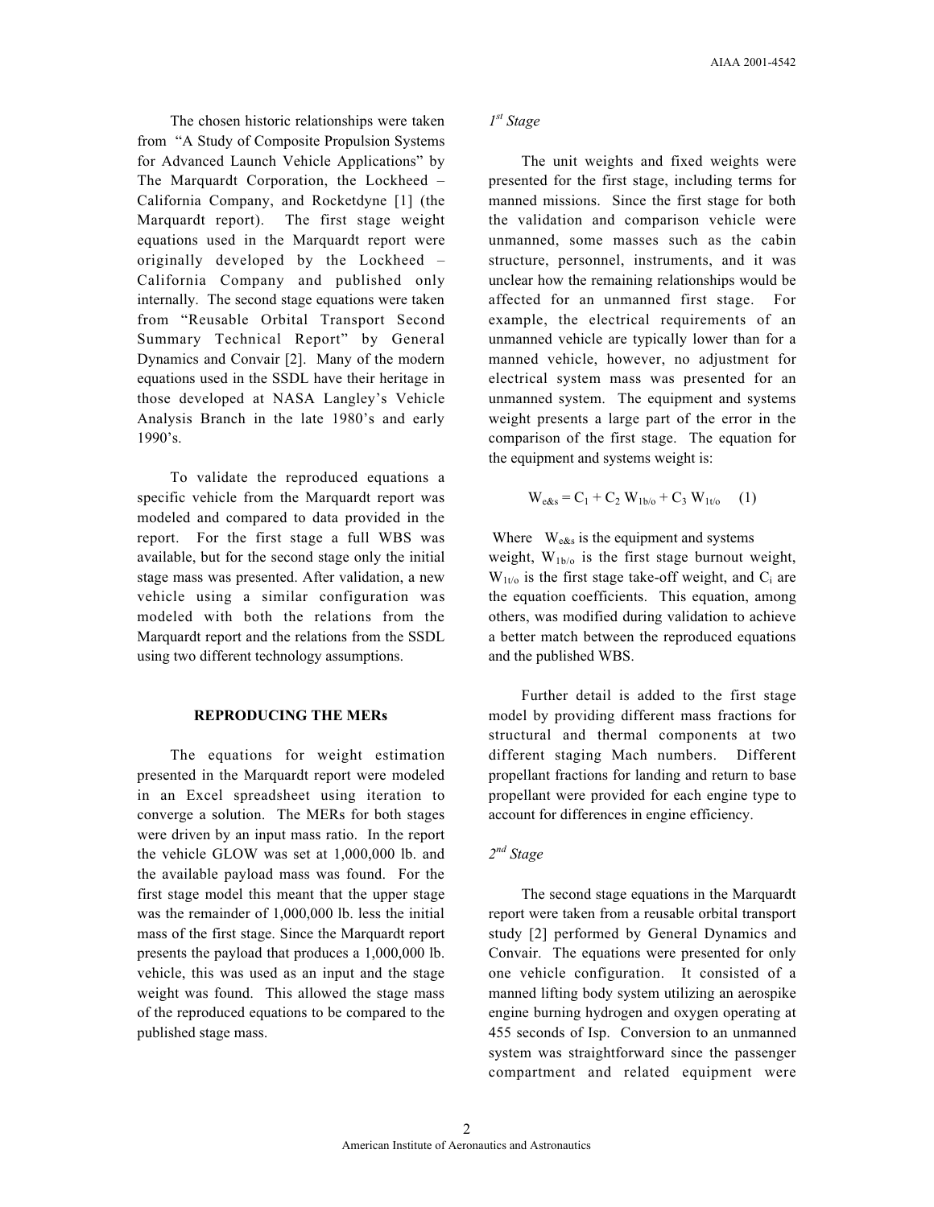The chosen historic relationships were taken from "A Study of Composite Propulsion Systems for Advanced Launch Vehicle Applications" by The Marquardt Corporation, the Lockheed – California Company, and Rocketdyne [1] (the Marquardt report). The first stage weight equations used in the Marquardt report were originally developed by the Lockheed – California Company and published only internally. The second stage equations were taken from "Reusable Orbital Transport Second Summary Technical Report" by General Dynamics and Convair [2]. Many of the modern equations used in the SSDL have their heritage in those developed at NASA Langley's Vehicle Analysis Branch in the late 1980's and early 1990's.

To validate the reproduced equations a specific vehicle from the Marquardt report was modeled and compared to data provided in the report. For the first stage a full WBS was available, but for the second stage only the initial stage mass was presented. After validation, a new vehicle using a similar configuration was modeled with both the relations from the Marquardt report and the relations from the SSDL using two different technology assumptions.

## REPRODUCING THE MERs

The equations for weight estimation presented in the Marquardt report were modeled in an Excel spreadsheet using iteration to converge a solution. The MERs for both stages were driven by an input mass ratio. In the report the vehicle GLOW was set at 1,000,000 lb. and the available payload mass was found. For the first stage model this meant that the upper stage was the remainder of 1,000,000 lb. less the initial mass of the first stage. Since the Marquardt report presents the payload that produces a 1,000,000 lb. vehicle, this was used as an input and the stage weight was found. This allowed the stage mass of the reproduced equations to be compared to the published stage mass.

### *1st Stage*

The unit weights and fixed weights were presented for the first stage, including terms for manned missions. Since the first stage for both the validation and comparison vehicle were unmanned, some masses such as the cabin structure, personnel, instruments, and it was unclear how the remaining relationships would be affected for an unmanned first stage. For example, the electrical requirements of an unmanned vehicle are typically lower than for a manned vehicle, however, no adjustment for electrical system mass was presented for an unmanned system. The equipment and systems weight presents a large part of the error in the comparison of the first stage. The equation for the equipment and systems weight is:

$$W_{e\&s} = C_1 + C_2 W_{1b/o} + C_3 W_{1t/o} \quad (1)$$

Where $W_{e\&s}$ is the equipment and systems weight, $W_{1b/o}$ is the first stage burnout weight, $W_{1t/o}$ is the first stage take-off weight, and $C_i$ are the equation coefficients. This equation, among others, was modified during validation to achieve a better match between the reproduced equations and the published WBS.

Further detail is added to the first stage model by providing different mass fractions for structural and thermal components at two different staging Mach numbers. Different propellant fractions for landing and return to base propellant were provided for each engine type to account for differences in engine efficiency.

### *2nd Stage*

The second stage equations in the Marquardt report were taken from a reusable orbital transport study [2] performed by General Dynamics and Convair. The equations were presented for only one vehicle configuration. It consisted of a manned lifting body system utilizing an aerospike engine burning hydrogen and oxygen operating at 455 seconds of Isp. Conversion to an unmanned system was straightforward since the passenger compartment and related equipment were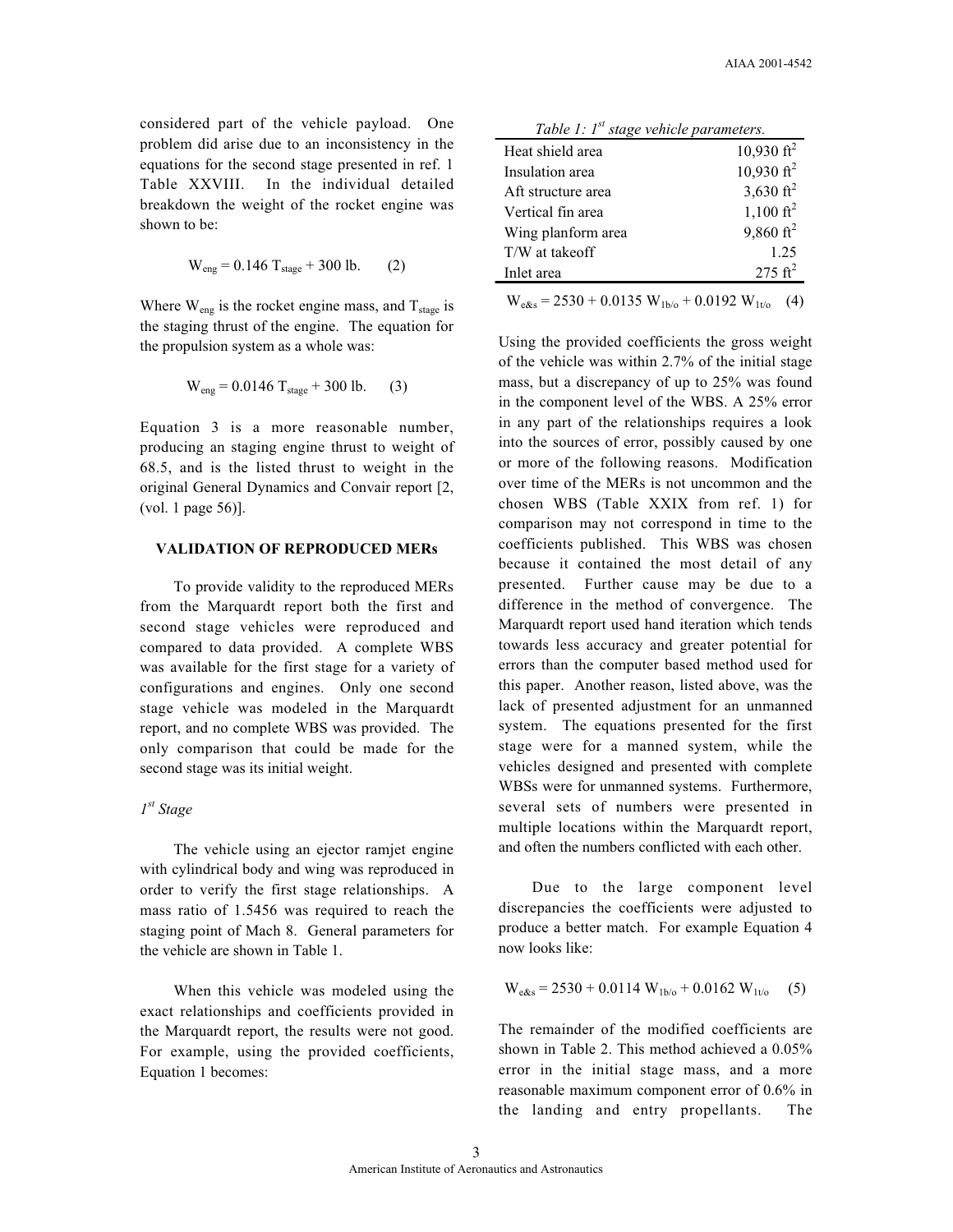considered part of the vehicle payload. One problem did arise due to an inconsistency in the equations for the second stage presented in ref. 1 Table XXVIII. In the individual detailed breakdown the weight of the rocket engine was shown to be:

$$W_{eng} = 0.146\ T_{stage} + 300\text{ lb.} \qquad (2)$$

Where $W_{eng}$ is the rocket engine mass, and $T_{stage}$ is the staging thrust of the engine. The equation for the propulsion system as a whole was:

$$W_{eng} = 0.0146\ T_{stage} + 300\text{ lb.} \qquad (3)$$

Equation 3 is a more reasonable number, producing an staging engine thrust to weight of 68.5, and is the listed thrust to weight in the original General Dynamics and Convair report [2, (vol. 1 page 56)].

## VALIDATION OF REPRODUCED MERs

To provide validity to the reproduced MERs from the Marquardt report both the first and second stage vehicles were reproduced and compared to data provided. A complete WBS was available for the first stage for a variety of configurations and engines. Only one second stage vehicle was modeled in the Marquardt report, and no complete WBS was provided. The only comparison that could be made for the second stage was its initial weight.

### *1st Stage*

The vehicle using an ejector ramjet engine with cylindrical body and wing was reproduced in order to verify the first stage relationships. A mass ratio of 1.5456 was required to reach the staging point of Mach 8. General parameters for the vehicle are shown in Table 1.

When this vehicle was modeled using the exact relationships and coefficients provided in the Marquardt report, the results were not good. For example, using the provided coefficients, Equation 1 becomes:

*Table 1: 1st stage vehicle parameters.*

| | |
|---|---|
| Heat shield area | 10,930 ft$^2$ |
| Insulation area | 10,930 ft$^2$ |
| Aft structure area | 3,630 ft$^2$ |
| Vertical fin area | 1,100 ft$^2$ |
| Wing planform area | 9,860 ft$^2$ |
| T/W at takeoff | 1.25 |
| Inlet area | 275 ft$^2$ |

$$W_{e\&s} = 2530 + 0.0135\ W_{1b/o} + 0.0192\ W_{1t/o} \qquad (4)$$

Using the provided coefficients the gross weight of the vehicle was within 2.7% of the initial stage mass, but a discrepancy of up to 25% was found in the component level of the WBS. A 25% error in any part of the relationships requires a look into the sources of error, possibly caused by one or more of the following reasons. Modification over time of the MERs is not uncommon and the chosen WBS (Table XXIX from ref. 1) for comparison may not correspond in time to the coefficients published. This WBS was chosen because it contained the most detail of any presented. Further cause may be due to a difference in the method of convergence. The Marquardt report used hand iteration which tends towards less accuracy and greater potential for errors than the computer based method used for this paper. Another reason, listed above, was the lack of presented adjustment for an unmanned system. The equations presented for the first stage were for a manned system, while the vehicles designed and presented with complete WBSs were for unmanned systems. Furthermore, several sets of numbers were presented in multiple locations within the Marquardt report, and often the numbers conflicted with each other.

Due to the large component level discrepancies the coefficients were adjusted to produce a better match. For example Equation 4 now looks like:

$$W_{e\&s} = 2530 + 0.0114\ W_{1b/o} + 0.0162\ W_{1t/o} \qquad (5)$$

The remainder of the modified coefficients are shown in Table 2. This method achieved a 0.05% error in the initial stage mass, and a more reasonable maximum component error of 0.6% in the landing and entry propellants. The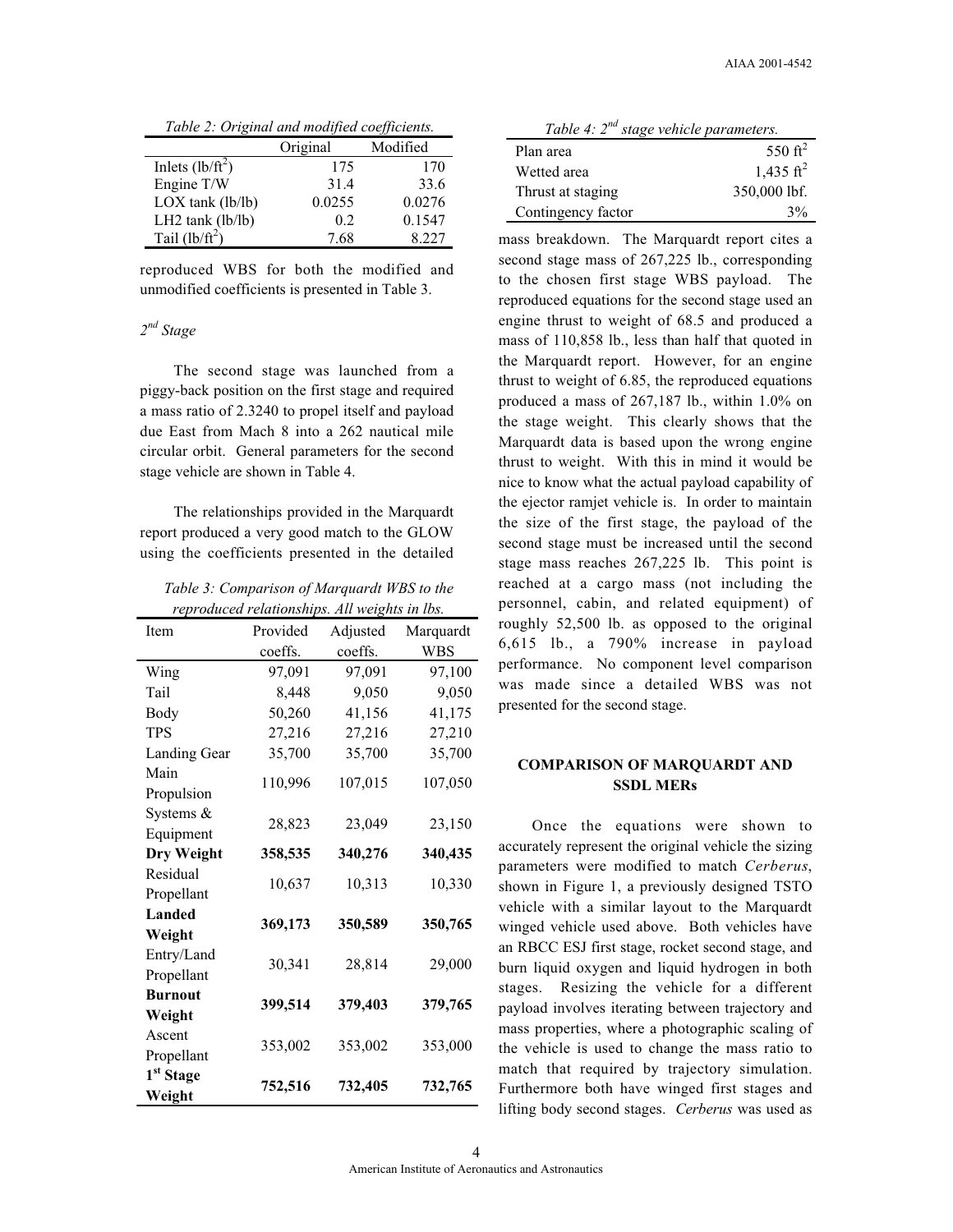*Table 2: Original and modified coefficients.*

| | Original | Modified |
|---|---|---|
| Inlets ($lb/ft^2$) | 175 | 170 |
| Engine T/W | 31.4 | 33.6 |
| LOX tank (lb/lb) | 0.0255 | 0.0276 |
| LH2 tank (lb/lb) | 0.2 | 0.1547 |
| Tail ($lb/ft^2$) | 7.68 | 8.227 |

reproduced WBS for both the modified and unmodified coefficients is presented in Table 3.

### *2nd Stage*

The second stage was launched from a piggy-back position on the first stage and required a mass ratio of 2.3240 to propel itself and payload due East from Mach 8 into a 262 nautical mile circular orbit. General parameters for the second stage vehicle are shown in Table 4.

The relationships provided in the Marquardt report produced a very good match to the GLOW using the coefficients presented in the detailed

*Table 3: Comparison of Marquardt WBS to the reproduced relationships. All weights in lbs.*

| Item | Provided coeffs. | Adjusted coeffs. | Marquardt WBS |
|---|---|---|---|
| Wing | 97,091 | 97,091 | 97,100 |
| Tail | 8,448 | 9,050 | 9,050 |
| Body | 50,260 | 41,156 | 41,175 |
| TPS | 27,216 | 27,216 | 27,210 |
| Landing Gear | 35,700 | 35,700 | 35,700 |
| Main Propulsion | 110,996 | 107,015 | 107,050 |
| Systems & Equipment | 28,823 | 23,049 | 23,150 |
| **Dry Weight** | **358,535** | **340,276** | **340,435** |
| Residual Propellant | 10,637 | 10,313 | 10,330 |
| **Landed Weight** | **369,173** | **350,589** | **350,765** |
| Entry/Land Propellant | 30,341 | 28,814 | 29,000 |
| **Burnout Weight** | **399,514** | **379,403** | **379,765** |
| Ascent Propellant | 353,002 | 353,002 | 353,000 |
| **1st Stage Weight** | **752,516** | **732,405** | **732,765** |

*Table 4: 2nd stage vehicle parameters.*

| | |
|---|---|
| Plan area | 550 $ft^2$ |
| Wetted area | 1,435 $ft^2$ |
| Thrust at staging | 350,000 lbf. |
| Contingency factor | 3% |

mass breakdown. The Marquardt report cites a second stage mass of 267,225 lb., corresponding to the chosen first stage WBS payload. The reproduced equations for the second stage used an engine thrust to weight of 68.5 and produced a mass of 110,858 lb., less than half that quoted in the Marquardt report. However, for an engine thrust to weight of 6.85, the reproduced equations produced a mass of 267,187 lb., within 1.0% on the stage weight. This clearly shows that the Marquardt data is based upon the wrong engine thrust to weight. With this in mind it would be nice to know what the actual payload capability of the ejector ramjet vehicle is. In order to maintain the size of the first stage, the payload of the second stage must be increased until the second stage mass reaches 267,225 lb. This point is reached at a cargo mass (not including the personnel, cabin, and related equipment) of roughly 52,500 lb. as opposed to the original 6,615 lb., a 790% increase in payload performance. No component level comparison was made since a detailed WBS was not presented for the second stage.

## COMPARISON OF MARQUARDT AND SSDL MERs

Once the equations were shown to accurately represent the original vehicle the sizing parameters were modified to match *Cerberus*, shown in Figure 1, a previously designed TSTO vehicle with a similar layout to the Marquardt winged vehicle used above. Both vehicles have an RBCC ESJ first stage, rocket second stage, and burn liquid oxygen and liquid hydrogen in both stages. Resizing the vehicle for a different payload involves iterating between trajectory and mass properties, where a photographic scaling of the vehicle is used to change the mass ratio to match that required by trajectory simulation. Furthermore both have winged first stages and lifting body second stages. *Cerberus* was used as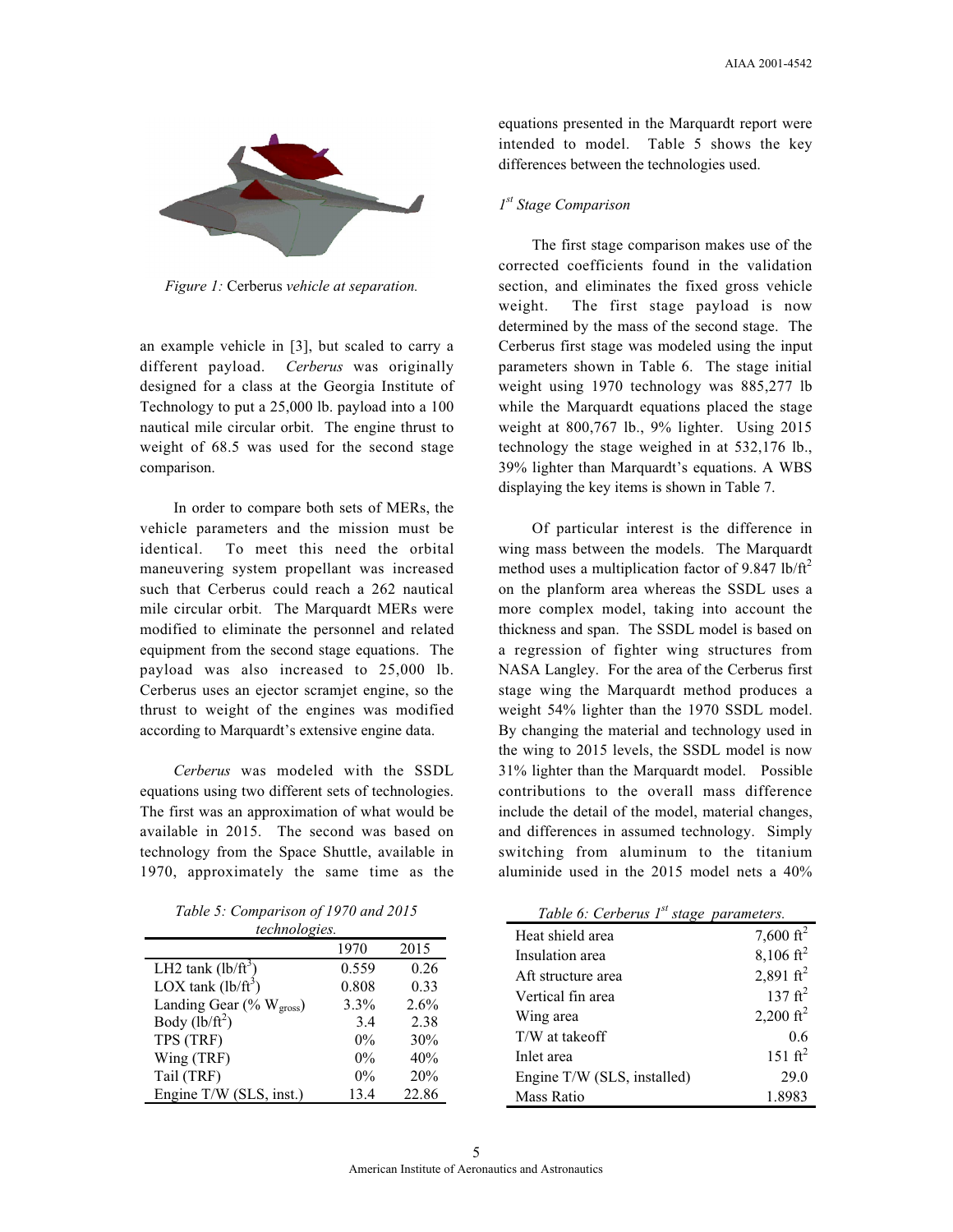Figure 1: *Cerberus vehicle at separation.*

an example vehicle in [3], but scaled to carry a different payload. *Cerberus* was originally designed for a class at the Georgia Institute of Technology to put a 25,000 lb. payload into a 100 nautical mile circular orbit. The engine thrust to weight of 68.5 was used for the second stage comparison.

In order to compare both sets of MERs, the vehicle parameters and the mission must be identical. To meet this need the orbital maneuvering system propellant was increased such that Cerberus could reach a 262 nautical mile circular orbit. The Marquardt MERs were modified to eliminate the personnel and related equipment from the second stage equations. The payload was also increased to 25,000 lb. Cerberus uses an ejector scramjet engine, so the thrust to weight of the engines was modified according to Marquardt's extensive engine data.

*Cerberus* was modeled with the SSDL equations using two different sets of technologies. The first was an approximation of what would be available in 2015. The second was based on technology from the Space Shuttle, available in 1970, approximately the same time as the equations presented in the Marquardt report were intended to model. Table 5 shows the key differences between the technologies used.

*Table 5: Comparison of 1970 and 2015 technologies.*

| | 1970 | 2015 |
|---|---|---|
| LH2 tank (lb/ft$^3$) | 0.559 | 0.26 |
| LOX tank (lb/ft$^3$) | 0.808 | 0.33 |
| Landing Gear (% $W_{gross}$) | 3.3% | 2.6% |
| Body (lb/ft$^2$) | 3.4 | 2.38 |
| TPS (TRF) | 0% | 30% |
| Wing (TRF) | 0% | 40% |
| Tail (TRF) | 0% | 20% |
| Engine T/W (SLS, inst.) | 13.4 | 22.86 |

*1$^{st}$ Stage Comparison*

The first stage comparison makes use of the corrected coefficients found in the validation section, and eliminates the fixed gross vehicle weight. The first stage payload is now determined by the mass of the second stage. The Cerberus first stage was modeled using the input parameters shown in Table 6. The stage initial weight using 1970 technology was 885,277 lb while the Marquardt equations placed the stage weight at 800,767 lb., 9% lighter. Using 2015 technology the stage weighed in at 532,176 lb., 39% lighter than Marquardt's equations. A WBS displaying the key items is shown in Table 7.

Of particular interest is the difference in wing mass between the models. The Marquardt method uses a multiplication factor of 9.847 lb/ft$^2$ on the planform area whereas the SSDL uses a more complex model, taking into account the thickness and span. The SSDL model is based on a regression of fighter wing structures from NASA Langley. For the area of the Cerberus first stage wing the Marquardt method produces a weight 54% lighter than the 1970 SSDL model. By changing the material and technology used in the wing to 2015 levels, the SSDL model is now 31% lighter than the Marquardt model. Possible contributions to the overall mass difference include the detail of the model, material changes, and differences in assumed technology. Simply switching from aluminum to the titanium aluminide used in the 2015 model nets a 40%

*Table 6: Cerberus 1$^{st}$ stage parameters.*

| | |
|---|---|
| Heat shield area | 7,600 ft$^2$ |
| Insulation area | 8,106 ft$^2$ |
| Aft structure area | 2,891 ft$^2$ |
| Vertical fin area | 137 ft$^2$ |
| Wing area | 2,200 ft$^2$ |
| T/W at takeoff | 0.6 |
| Inlet area | 151 ft$^2$ |
| Engine T/W (SLS, installed) | 29.0 |
| Mass Ratio | 1.8983 |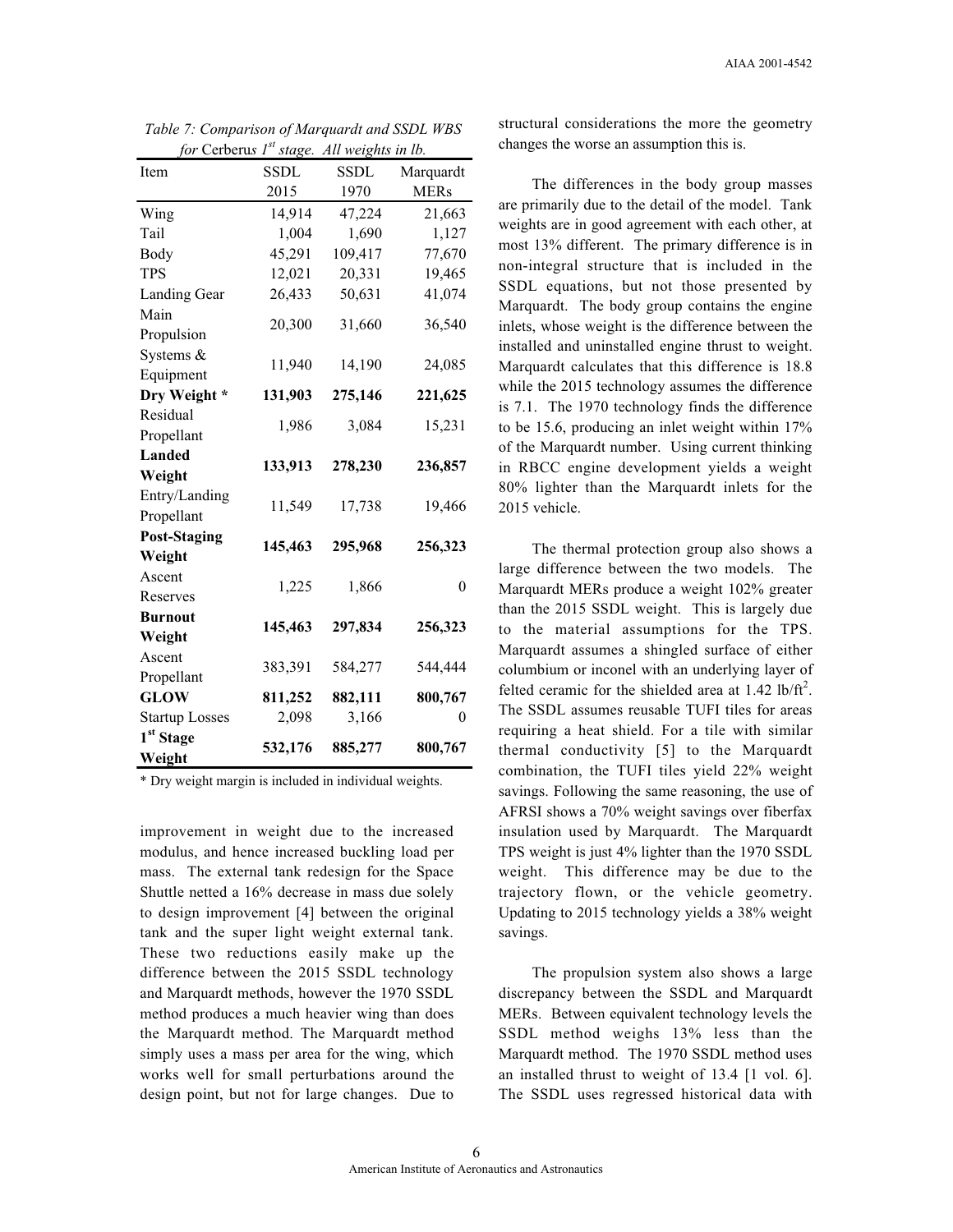*Table 7: Comparison of Marquardt and SSDL WBS for Cerberus 1st stage. All weights in lb.*

| Item | SSDL 2015 | SSDL 1970 | Marquardt MERs |
|---|---|---|---|
| Wing | 14,914 | 47,224 | 21,663 |
| Tail | 1,004 | 1,690 | 1,127 |
| Body | 45,291 | 109,417 | 77,670 |
| TPS | 12,021 | 20,331 | 19,465 |
| Landing Gear | 26,433 | 50,631 | 41,074 |
| Main Propulsion | 20,300 | 31,660 | 36,540 |
| Systems & Equipment | 11,940 | 14,190 | 24,085 |
| **Dry Weight \*** | **131,903** | **275,146** | **221,625** |
| Residual Propellant | 1,986 | 3,084 | 15,231 |
| **Landed Weight** | **133,913** | **278,230** | **236,857** |
| Entry/Landing Propellant | 11,549 | 17,738 | 19,466 |
| **Post-Staging Weight** | **145,463** | **295,968** | **256,323** |
| Ascent Reserves | 1,225 | 1,866 | 0 |
| **Burnout Weight** | **145,463** | **297,834** | **256,323** |
| Ascent Propellant | 383,391 | 584,277 | 544,444 |
| **GLOW** | **811,252** | **882,111** | **800,767** |
| Startup Losses | 2,098 | 3,166 | 0 |
| **1st Stage Weight** | **532,176** | **885,277** | **800,767** |

\* Dry weight margin is included in individual weights.

improvement in weight due to the increased modulus, and hence increased buckling load per mass. The external tank redesign for the Space Shuttle netted a 16% decrease in mass due solely to design improvement [4] between the original tank and the super light weight external tank. These two reductions easily make up the difference between the 2015 SSDL technology and Marquardt methods, however the 1970 SSDL method produces a much heavier wing than does the Marquardt method. The Marquardt method simply uses a mass per area for the wing, which works well for small perturbations around the design point, but not for large changes. Due to structural considerations the more the geometry changes the worse an assumption this is.

The differences in the body group masses are primarily due to the detail of the model. Tank weights are in good agreement with each other, at most 13% different. The primary difference is in non-integral structure that is included in the SSDL equations, but not those presented by Marquardt. The body group contains the engine inlets, whose weight is the difference between the installed and uninstalled engine thrust to weight. Marquardt calculates that this difference is 18.8 while the 2015 technology assumes the difference is 7.1. The 1970 technology finds the difference to be 15.6, producing an inlet weight within 17% of the Marquardt number. Using current thinking in RBCC engine development yields a weight 80% lighter than the Marquardt inlets for the 2015 vehicle.

The thermal protection group also shows a large difference between the two models. The Marquardt MERs produce a weight 102% greater than the 2015 SSDL weight. This is largely due to the material assumptions for the TPS. Marquardt assumes a shingled surface of either columbium or inconel with an underlying layer of felted ceramic for the shielded area at 1.42 lb/ft$^2$. The SSDL assumes reusable TUFI tiles for areas requiring a heat shield. For a tile with similar thermal conductivity [5] to the Marquardt combination, the TUFI tiles yield 22% weight savings. Following the same reasoning, the use of AFRSI shows a 70% weight savings over fiberfax insulation used by Marquardt. The Marquardt TPS weight is just 4% lighter than the 1970 SSDL weight. This difference may be due to the trajectory flown, or the vehicle geometry. Updating to 2015 technology yields a 38% weight savings.

The propulsion system also shows a large discrepancy between the SSDL and Marquardt MERs. Between equivalent technology levels the SSDL method weighs 13% less than the Marquardt method. The 1970 SSDL method uses an installed thrust to weight of 13.4 [1 vol. 6]. The SSDL uses regressed historical data with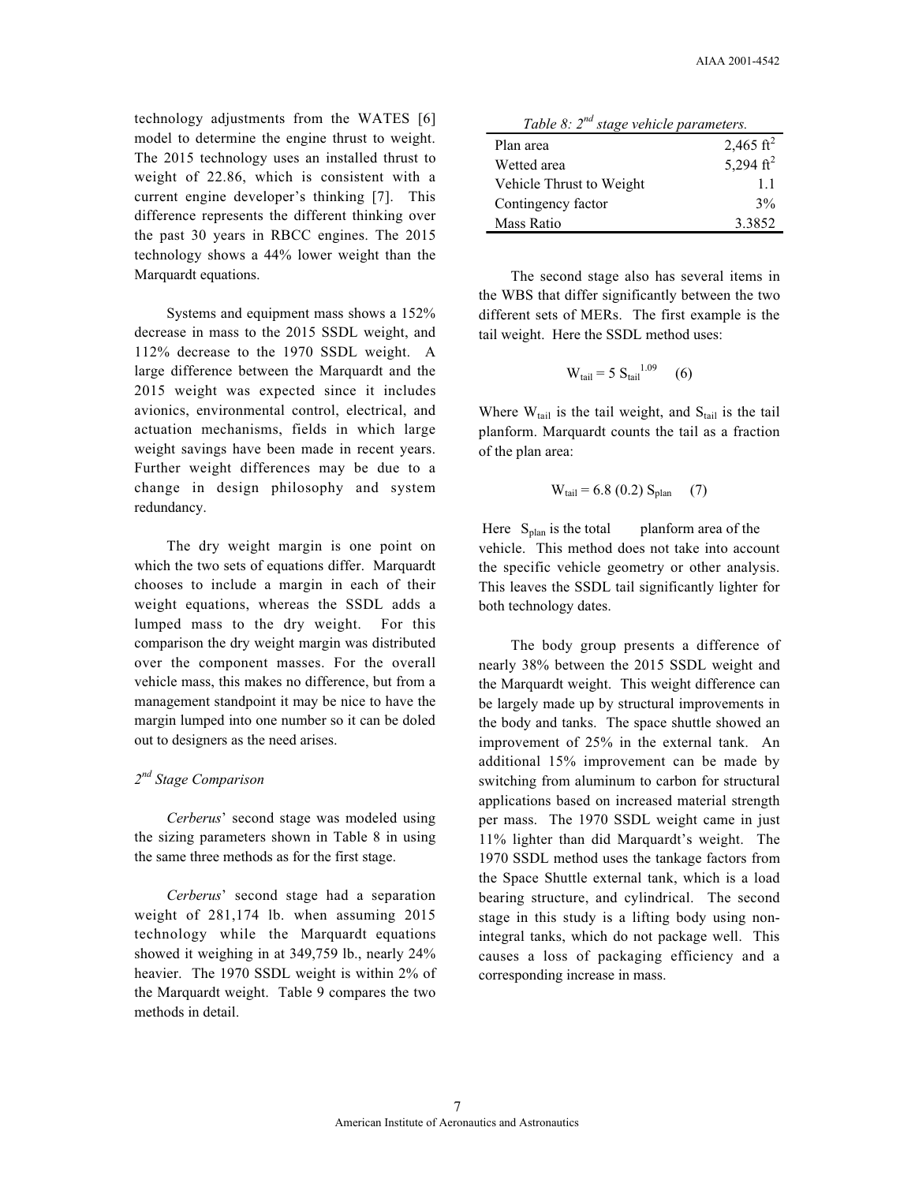technology adjustments from the WATES [6] model to determine the engine thrust to weight. The 2015 technology uses an installed thrust to weight of 22.86, which is consistent with a current engine developer's thinking [7]. This difference represents the different thinking over the past 30 years in RBCC engines. The 2015 technology shows a 44% lower weight than the Marquardt equations.

Systems and equipment mass shows a 152% decrease in mass to the 2015 SSDL weight, and 112% decrease to the 1970 SSDL weight. A large difference between the Marquardt and the 2015 weight was expected since it includes avionics, environmental control, electrical, and actuation mechanisms, fields in which large weight savings have been made in recent years. Further weight differences may be due to a change in design philosophy and system redundancy.

The dry weight margin is one point on which the two sets of equations differ. Marquardt chooses to include a margin in each of their weight equations, whereas the SSDL adds a lumped mass to the dry weight. For this comparison the dry weight margin was distributed over the component masses. For the overall vehicle mass, this makes no difference, but from a management standpoint it may be nice to have the margin lumped into one number so it can be doled out to designers as the need arises.

### *2nd Stage Comparison*

*Cerberus*' second stage was modeled using the sizing parameters shown in Table 8 in using the same three methods as for the first stage.

*Cerberus*' second stage had a separation weight of 281,174 lb. when assuming 2015 technology while the Marquardt equations showed it weighing in at 349,759 lb., nearly 24% heavier. The 1970 SSDL weight is within 2% of the Marquardt weight. Table 9 compares the two methods in detail.

*Table 8: 2nd stage vehicle parameters.*

| | |
|---|---|
| Plan area | 2,465 ft$^2$ |
| Wetted area | 5,294 ft$^2$ |
| Vehicle Thrust to Weight | 1.1 |
| Contingency factor | 3% |
| Mass Ratio | 3.3852 |

The second stage also has several items in the WBS that differ significantly between the two different sets of MERs. The first example is the tail weight. Here the SSDL method uses:

$$W_{tail} = 5\ S_{tail}^{1.09} \quad (6)$$

Where $W_{tail}$ is the tail weight, and $S_{tail}$ is the tail planform. Marquardt counts the tail as a fraction of the plan area:

$$W_{tail} = 6.8\ (0.2)\ S_{plan} \quad (7)$$

Here $S_{plan}$ is the total planform area of the vehicle. This method does not take into account the specific vehicle geometry or other analysis. This leaves the SSDL tail significantly lighter for both technology dates.

The body group presents a difference of nearly 38% between the 2015 SSDL weight and the Marquardt weight. This weight difference can be largely made up by structural improvements in the body and tanks. The space shuttle showed an improvement of 25% in the external tank. An additional 15% improvement can be made by switching from aluminum to carbon for structural applications based on increased material strength per mass. The 1970 SSDL weight came in just 11% lighter than did Marquardt's weight. The 1970 SSDL method uses the tankage factors from the Space Shuttle external tank, which is a load bearing structure, and cylindrical. The second stage in this study is a lifting body using non-integral tanks, which do not package well. This causes a loss of packaging efficiency and a corresponding increase in mass.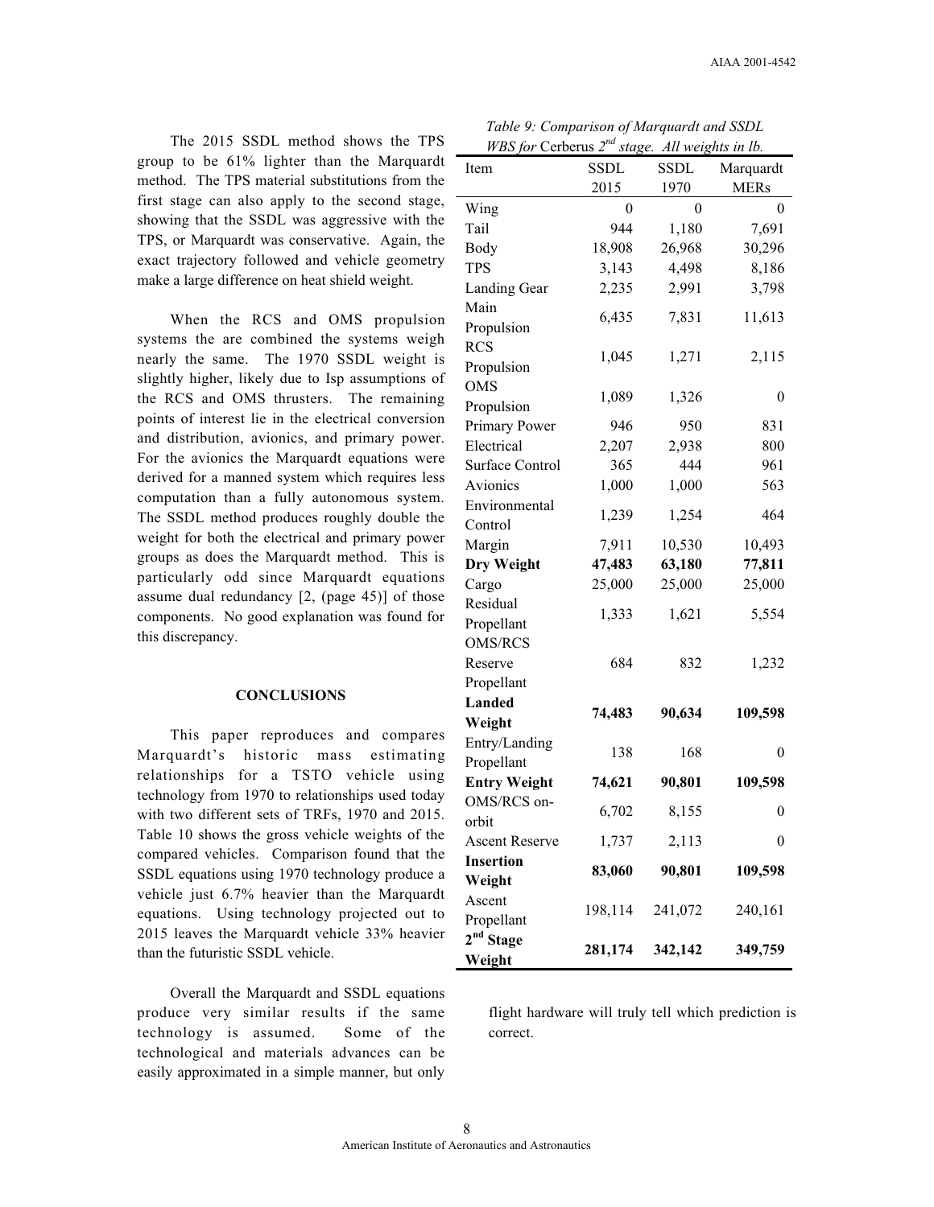The 2015 SSDL method shows the TPS group to be 61% lighter than the Marquardt method. The TPS material substitutions from the first stage can also apply to the second stage, showing that the SSDL was aggressive with the TPS, or Marquardt was conservative. Again, the exact trajectory followed and vehicle geometry make a large difference on heat shield weight.

When the RCS and OMS propulsion systems the are combined the systems weigh nearly the same. The 1970 SSDL weight is slightly higher, likely due to Isp assumptions of the RCS and OMS thrusters. The remaining points of interest lie in the electrical conversion and distribution, avionics, and primary power. For the avionics the Marquardt equations were derived for a manned system which requires less computation than a fully autonomous system. The SSDL method produces roughly double the weight for both the electrical and primary power groups as does the Marquardt method. This is particularly odd since Marquardt equations assume dual redundancy [2, (page 45)] of those components. No good explanation was found for this discrepancy.

## CONCLUSIONS

This paper reproduces and compares Marquardt's historic mass estimating relationships for a TSTO vehicle using technology from 1970 to relationships used today with two different sets of TRFs, 1970 and 2015. Table 10 shows the gross vehicle weights of the compared vehicles. Comparison found that the SSDL equations using 1970 technology produce a vehicle just 6.7% heavier than the Marquardt equations. Using technology projected out to 2015 leaves the Marquardt vehicle 33% heavier than the futuristic SSDL vehicle.

Overall the Marquardt and SSDL equations produce very similar results if the same technology is assumed. Some of the technological and materials advances can be easily approximated in a simple manner, but only flight hardware will truly tell which prediction is correct.

*Table 9: Comparison of Marquardt and SSDL WBS for* Cerberus *2nd stage. All weights in lb.*

| Item | SSDL 2015 | SSDL 1970 | Marquardt MERs |
|---|---|---|---|
| Wing | 0 | 0 | 0 |
| Tail | 944 | 1,180 | 7,691 |
| Body | 18,908 | 26,968 | 30,296 |
| TPS | 3,143 | 4,498 | 8,186 |
| Landing Gear | 2,235 | 2,991 | 3,798 |
| Main Propulsion | 6,435 | 7,831 | 11,613 |
| RCS Propulsion | 1,045 | 1,271 | 2,115 |
| OMS Propulsion | 1,089 | 1,326 | 0 |
| Primary Power | 946 | 950 | 831 |
| Electrical | 2,207 | 2,938 | 800 |
| Surface Control | 365 | 444 | 961 |
| Avionics | 1,000 | 1,000 | 563 |
| Environmental Control | 1,239 | 1,254 | 464 |
| Margin | 7,911 | 10,530 | 10,493 |
| **Dry Weight** | **47,483** | **63,180** | **77,811** |
| Cargo | 25,000 | 25,000 | 25,000 |
| Residual Propellant | 1,333 | 1,621 | 5,554 |
| OMS/RCS Reserve Propellant | 684 | 832 | 1,232 |
| **Landed Weight** | **74,483** | **90,634** | **109,598** |
| Entry/Landing Propellant | 138 | 168 | 0 |
| **Entry Weight** | **74,621** | **90,801** | **109,598** |
| OMS/RCS on-orbit | 6,702 | 8,155 | 0 |
| Ascent Reserve | 1,737 | 2,113 | 0 |
| **Insertion Weight** | **83,060** | **90,801** | **109,598** |
| Ascent Propellant | 198,114 | 241,072 | 240,161 |
| **2nd Stage Weight** | **281,174** | **342,142** | **349,759** |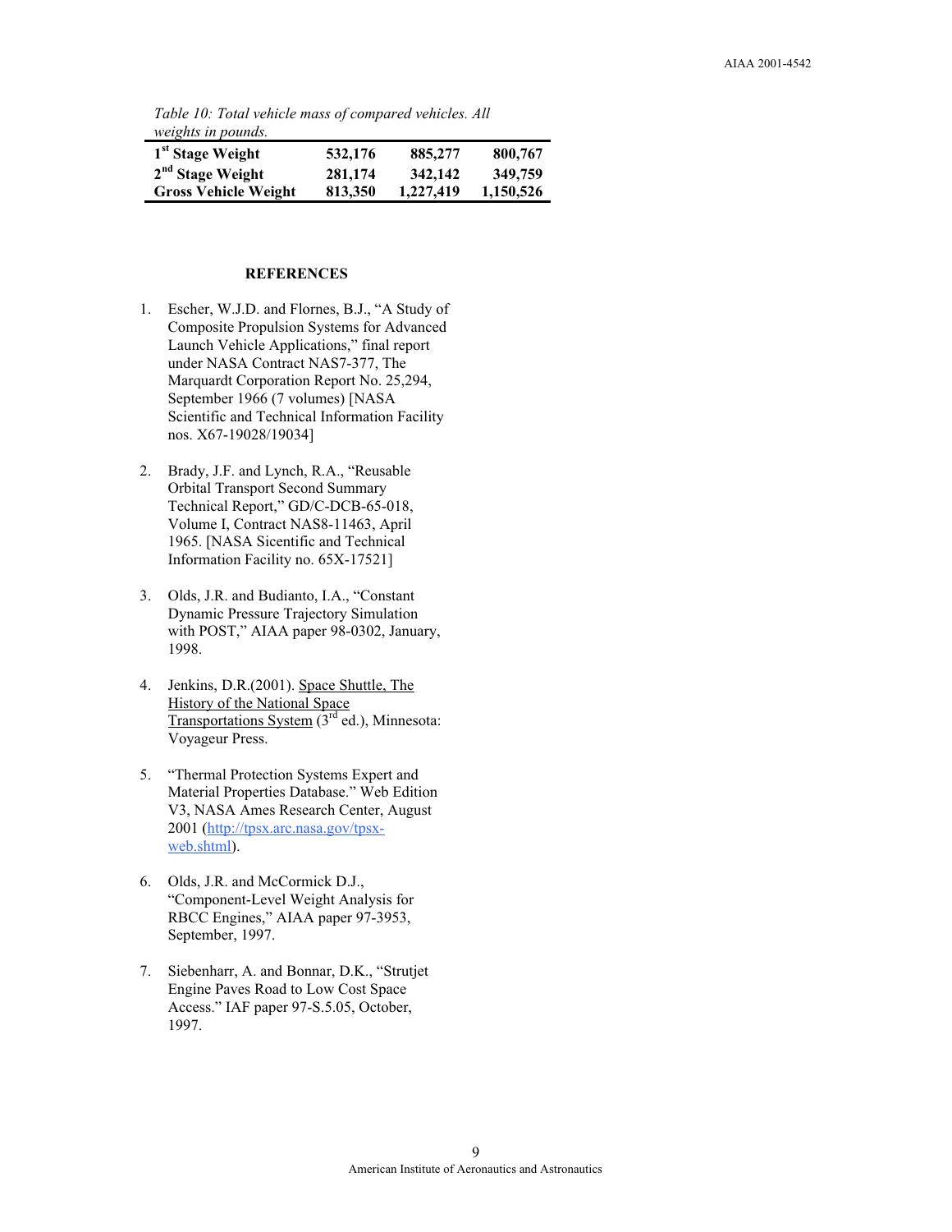*Table 10: Total vehicle mass of compared vehicles. All weights in pounds.*

| | | | |
|---|---|---|---|
| **1st Stage Weight** | **532,176** | **885,277** | **800,767** |
| **2nd Stage Weight** | **281,174** | **342,142** | **349,759** |
| **Gross Vehicle Weight** | **813,350** | **1,227,419** | **1,150,526** |

## REFERENCES

1. Escher, W.J.D. and Flornes, B.J., "A Study of Composite Propulsion Systems for Advanced Launch Vehicle Applications," final report under NASA Contract NAS7-377, The Marquardt Corporation Report No. 25,294, September 1966 (7 volumes) [NASA Scientific and Technical Information Facility nos. X67-19028/19034]

2. Brady, J.F. and Lynch, R.A., "Reusable Orbital Transport Second Summary Technical Report," GD/C-DCB-65-018, Volume I, Contract NAS8-11463, April 1965. [NASA Sicentific and Technical Information Facility no. 65X-17521]

3. Olds, J.R. and Budianto, I.A., "Constant Dynamic Pressure Trajectory Simulation with POST," AIAA paper 98-0302, January, 1998.

4. Jenkins, D.R.(2001). Space Shuttle, The History of the National Space Transportations System (3rd ed.), Minnesota: Voyageur Press.

5. "Thermal Protection Systems Expert and Material Properties Database." Web Edition V3, NASA Ames Research Center, August 2001 (http://tpsx.arc.nasa.gov/tpsx-web.shtml).

6. Olds, J.R. and McCormick D.J., "Component-Level Weight Analysis for RBCC Engines," AIAA paper 97-3953, September, 1997.

7. Siebenharr, A. and Bonnar, D.K., "Strutjet Engine Paves Road to Low Cost Space Access." IAF paper 97-S.5.05, October, 1997.